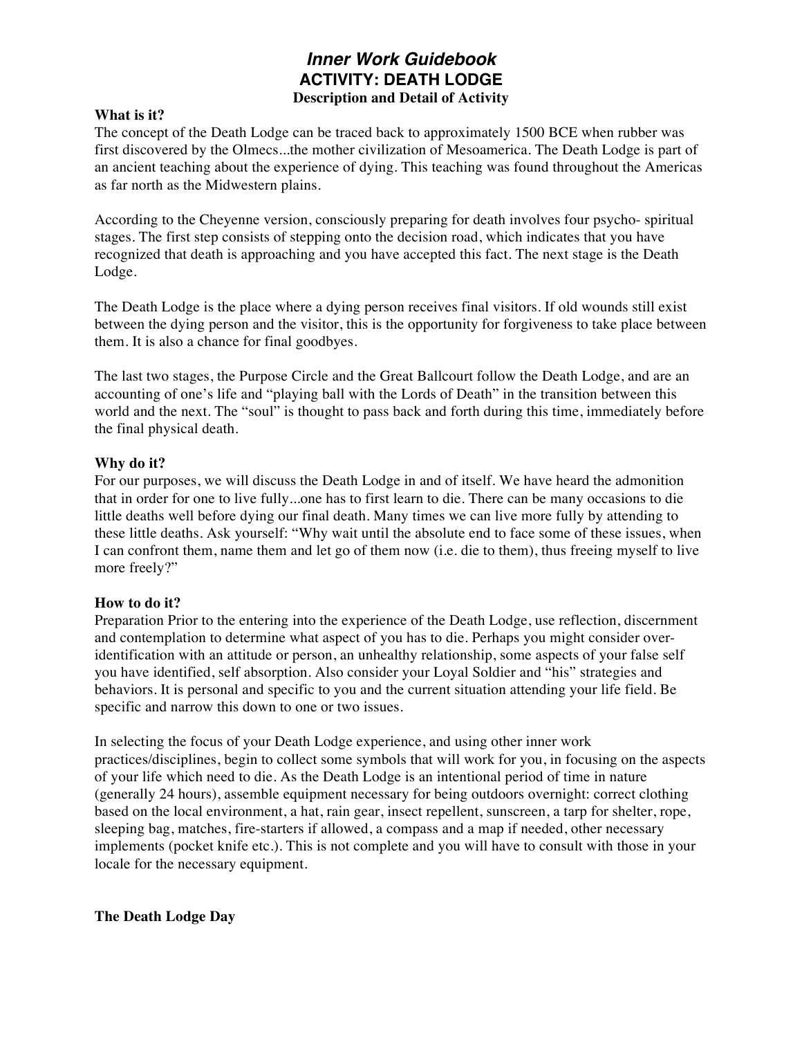# *Inner Work Guidebook*

## ACTIVITY: DEATH LODGE

### Description and Detail of Activity

**What is it?**
The concept of the Death Lodge can be traced back to approximately 1500 BCE when rubber was first discovered by the Olmecs...the mother civilization of Mesoamerica. The Death Lodge is part of an ancient teaching about the experience of dying. This teaching was found throughout the Americas as far north as the Midwestern plains.

According to the Cheyenne version, consciously preparing for death involves four psycho- spiritual stages. The first step consists of stepping onto the decision road, which indicates that you have recognized that death is approaching and you have accepted this fact. The next stage is the Death Lodge.

The Death Lodge is the place where a dying person receives final visitors. If old wounds still exist between the dying person and the visitor, this is the opportunity for forgiveness to take place between them. It is also a chance for final goodbyes.

The last two stages, the Purpose Circle and the Great Ballcourt follow the Death Lodge, and are an accounting of one's life and "playing ball with the Lords of Death" in the transition between this world and the next. The "soul" is thought to pass back and forth during this time, immediately before the final physical death.

**Why do it?**
For our purposes, we will discuss the Death Lodge in and of itself. We have heard the admonition that in order for one to live fully...one has to first learn to die. There can be many occasions to die little deaths well before dying our final death. Many times we can live more fully by attending to these little deaths. Ask yourself: "Why wait until the absolute end to face some of these issues, when I can confront them, name them and let go of them now (i.e. die to them), thus freeing myself to live more freely?"

**How to do it?**
Preparation Prior to the entering into the experience of the Death Lodge, use reflection, discernment and contemplation to determine what aspect of you has to die. Perhaps you might consider over-identification with an attitude or person, an unhealthy relationship, some aspects of your false self you have identified, self absorption. Also consider your Loyal Soldier and "his" strategies and behaviors. It is personal and specific to you and the current situation attending your life field. Be specific and narrow this down to one or two issues.

In selecting the focus of your Death Lodge experience, and using other inner work practices/disciplines, begin to collect some symbols that will work for you, in focusing on the aspects of your life which need to die. As the Death Lodge is an intentional period of time in nature (generally 24 hours), assemble equipment necessary for being outdoors overnight: correct clothing based on the local environment, a hat, rain gear, insect repellent, sunscreen, a tarp for shelter, rope, sleeping bag, matches, fire-starters if allowed, a compass and a map if needed, other necessary implements (pocket knife etc.). This is not complete and you will have to consult with those in your locale for the necessary equipment.

**The Death Lodge Day**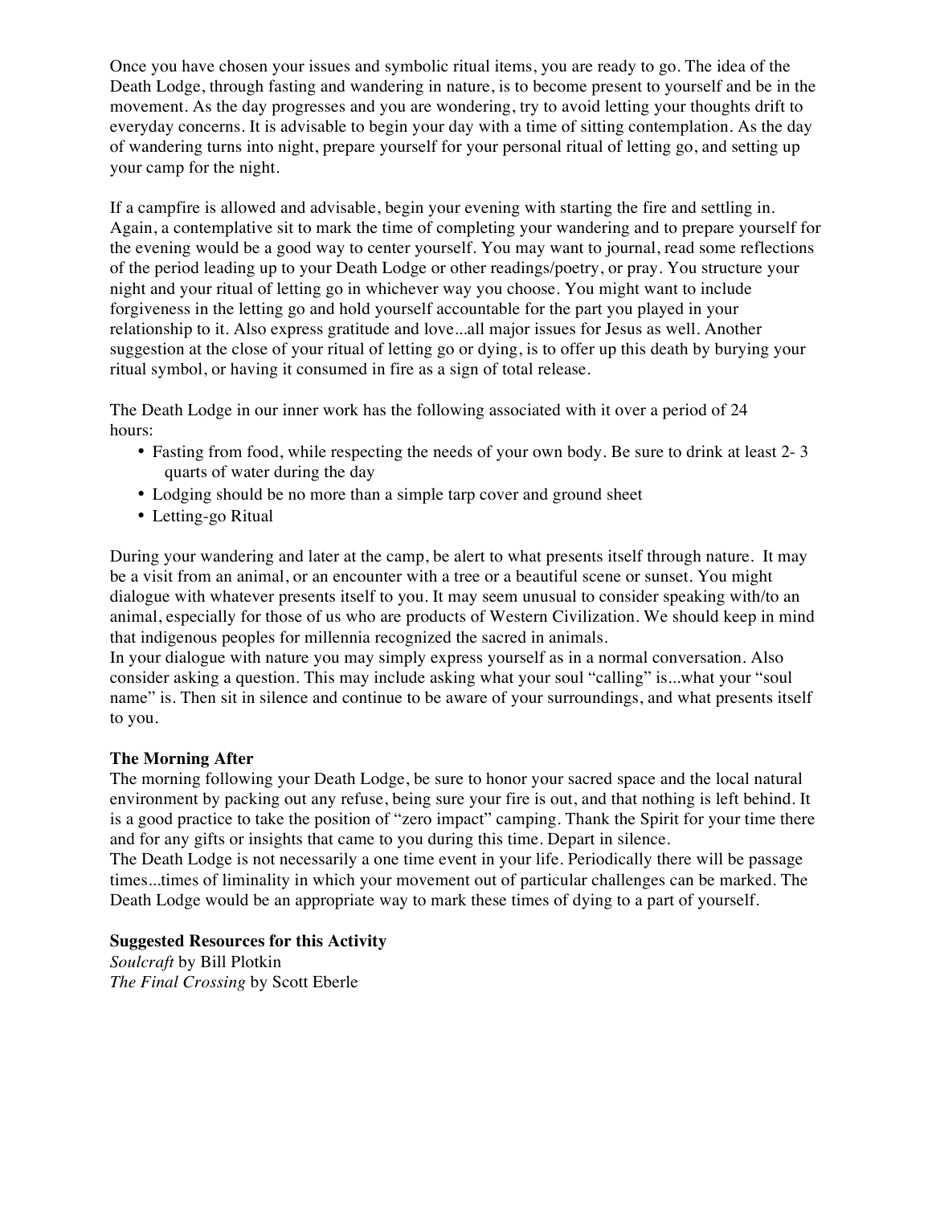Once you have chosen your issues and symbolic ritual items, you are ready to go. The idea of the Death Lodge, through fasting and wandering in nature, is to become present to yourself and be in the movement. As the day progresses and you are wondering, try to avoid letting your thoughts drift to everyday concerns. It is advisable to begin your day with a time of sitting contemplation. As the day of wandering turns into night, prepare yourself for your personal ritual of letting go, and setting up your camp for the night.

If a campfire is allowed and advisable, begin your evening with starting the fire and settling in. Again, a contemplative sit to mark the time of completing your wandering and to prepare yourself for the evening would be a good way to center yourself. You may want to journal, read some reflections of the period leading up to your Death Lodge or other readings/poetry, or pray. You structure your night and your ritual of letting go in whichever way you choose. You might want to include forgiveness in the letting go and hold yourself accountable for the part you played in your relationship to it. Also express gratitude and love...all major issues for Jesus as well. Another suggestion at the close of your ritual of letting go or dying, is to offer up this death by burying your ritual symbol, or having it consumed in fire as a sign of total release.

The Death Lodge in our inner work has the following associated with it over a period of 24 hours:

- Fasting from food, while respecting the needs of your own body. Be sure to drink at least 2- 3 quarts of water during the day
- Lodging should be no more than a simple tarp cover and ground sheet
- Letting-go Ritual

During your wandering and later at the camp, be alert to what presents itself through nature. It may be a visit from an animal, or an encounter with a tree or a beautiful scene or sunset. You might dialogue with whatever presents itself to you. It may seem unusual to consider speaking with/to an animal, especially for those of us who are products of Western Civilization. We should keep in mind that indigenous peoples for millennia recognized the sacred in animals.
In your dialogue with nature you may simply express yourself as in a normal conversation. Also consider asking a question. This may include asking what your soul "calling" is...what your "soul name" is. Then sit in silence and continue to be aware of your surroundings, and what presents itself to you.

**The Morning After**
The morning following your Death Lodge, be sure to honor your sacred space and the local natural environment by packing out any refuse, being sure your fire is out, and that nothing is left behind. It is a good practice to take the position of "zero impact" camping. Thank the Spirit for your time there and for any gifts or insights that came to you during this time. Depart in silence.
The Death Lodge is not necessarily a one time event in your life. Periodically there will be passage times...times of liminality in which your movement out of particular challenges can be marked. The Death Lodge would be an appropriate way to mark these times of dying to a part of yourself.

**Suggested Resources for this Activity**
*Soulcraft* by Bill Plotkin
*The Final Crossing* by Scott Eberle